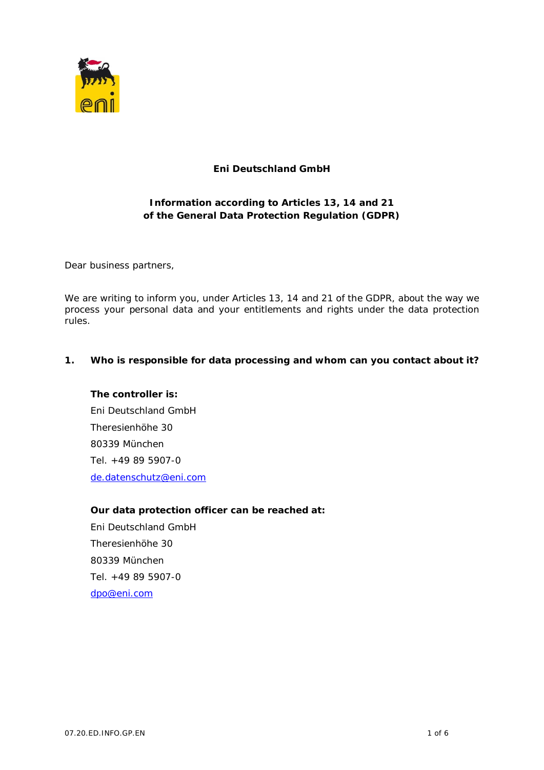**Eni Deutschland GmbH**

**Information according to Articles 13, 14 and 21 of the General Data Protection Regulation (GDPR)**

Dear business partners,

We are writing to inform you, under Articles 13, 14 and 21 of the GDPR, about the way we process your personal data and your entitlements and rights under the data protection rules.

## 1. Who is responsible for data processing and whom can you contact about it?

**The controller is:**

Eni Deutschland GmbH
Theresienhöhe 30
80339 München
Tel. +49 89 5907-0
de.datenschutz@eni.com

**Our data protection officer can be reached at:**

Eni Deutschland GmbH
Theresienhöhe 30
80339 München
Tel. +49 89 5907-0
dpo@eni.com

07.20.ED.INFO.GP.EN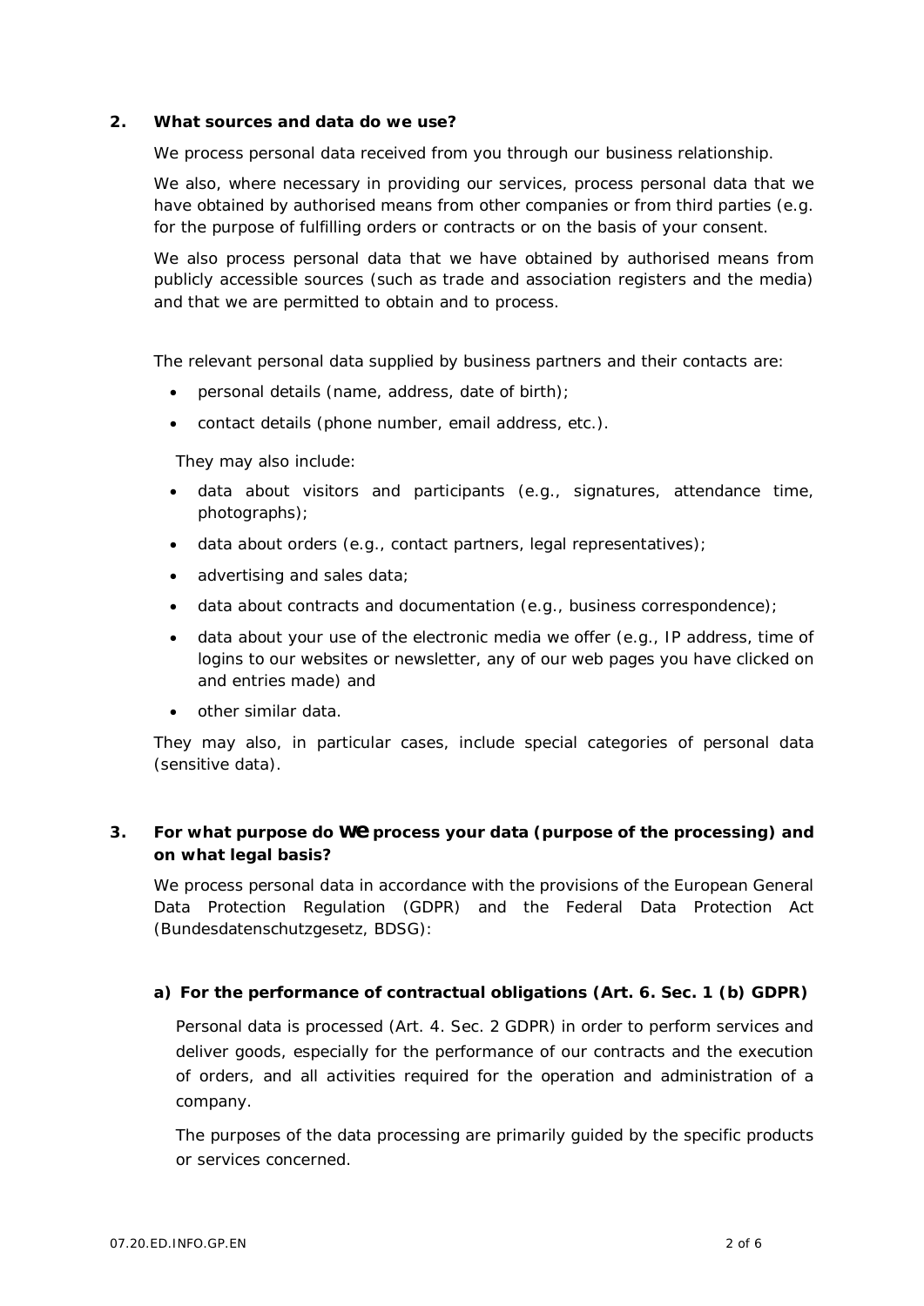## 2. What sources and data do we use?

We process personal data received from you through our business relationship.

We also, where necessary in providing our services, process personal data that we have obtained by authorised means from other companies or from third parties (e.g. for the purpose of fulfilling orders or contracts or on the basis of your consent.

We also process personal data that we have obtained by authorised means from publicly accessible sources (such as trade and association registers and the media) and that we are permitted to obtain and to process.

The relevant personal data supplied by business partners and their contacts are:

- personal details (name, address, date of birth);
- contact details (phone number, email address, etc.).

They may also include:

- data about visitors and participants (e.g., signatures, attendance time, photographs);
- data about orders (e.g., contact partners, legal representatives);
- advertising and sales data;
- data about contracts and documentation (e.g., business correspondence);
- data about your use of the electronic media we offer (e.g., IP address, time of logins to our websites or newsletter, any of our web pages you have clicked on and entries made) and
- other similar data.

They may also, in particular cases, include special categories of personal data (sensitive data).

## 3. For what purpose do we process your data (purpose of the processing) and on what legal basis?

We process personal data in accordance with the provisions of the European General Data Protection Regulation (GDPR) and the Federal Data Protection Act (Bundesdatenschutzgesetz, BDSG):

### a) For the performance of contractual obligations (Art. 6. Sec. 1 (b) GDPR)

Personal data is processed (Art. 4. Sec. 2 GDPR) in order to perform services and deliver goods, especially for the performance of our contracts and the execution of orders, and all activities required for the operation and administration of a company.

The purposes of the data processing are primarily guided by the specific products or services concerned.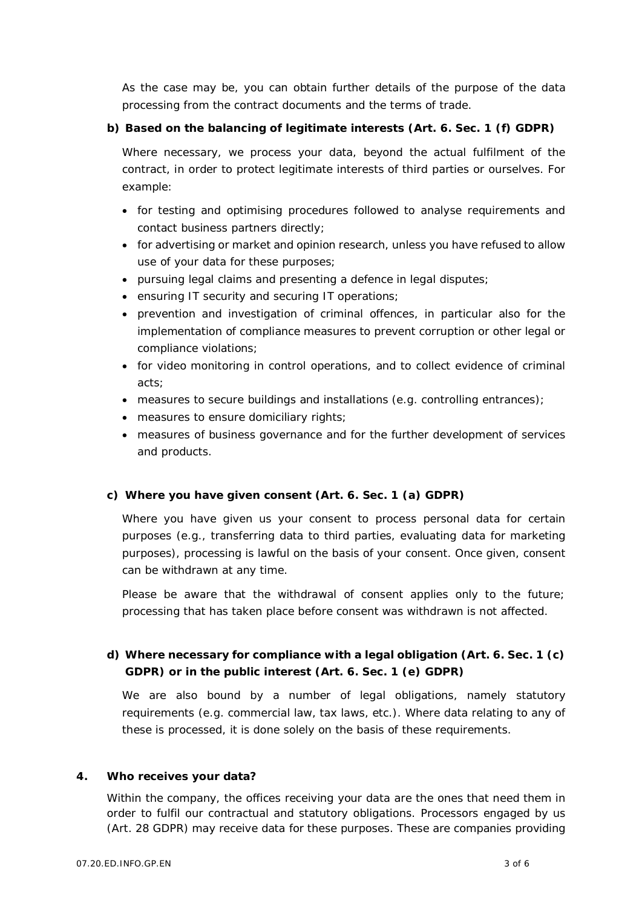As the case may be, you can obtain further details of the purpose of the data processing from the contract documents and the terms of trade.

**b) Based on the balancing of legitimate interests (Art. 6. Sec. 1 (f) GDPR)**

Where necessary, we process your data, beyond the actual fulfilment of the contract, in order to protect legitimate interests of third parties or ourselves. For example:

- for testing and optimising procedures followed to analyse requirements and contact business partners directly;
- for advertising or market and opinion research, unless you have refused to allow use of your data for these purposes;
- pursuing legal claims and presenting a defence in legal disputes;
- ensuring IT security and securing IT operations;
- prevention and investigation of criminal offences, in particular also for the implementation of compliance measures to prevent corruption or other legal or compliance violations;
- for video monitoring in control operations, and to collect evidence of criminal acts;
- measures to secure buildings and installations (e.g. controlling entrances);
- measures to ensure domiciliary rights;
- measures of business governance and for the further development of services and products.

**c) Where you have given consent (Art. 6. Sec. 1 (a) GDPR)**

Where you have given us your consent to process personal data for certain purposes (e.g., transferring data to third parties, evaluating data for marketing purposes), processing is lawful on the basis of your consent. Once given, consent can be withdrawn at any time.

Please be aware that the withdrawal of consent applies only to the future; processing that has taken place before consent was withdrawn is not affected.

**d) Where necessary for compliance with a legal obligation (Art. 6. Sec. 1 (c) GDPR) or in the public interest (Art. 6. Sec. 1 (e) GDPR)**

We are also bound by a number of legal obligations, namely statutory requirements (e.g. commercial law, tax laws, etc.). Where data relating to any of these is processed, it is done solely on the basis of these requirements.

## 4. Who receives your data?

Within the company, the offices receiving your data are the ones that need them in order to fulfil our contractual and statutory obligations. Processors engaged by us (Art. 28 GDPR) may receive data for these purposes. These are companies providing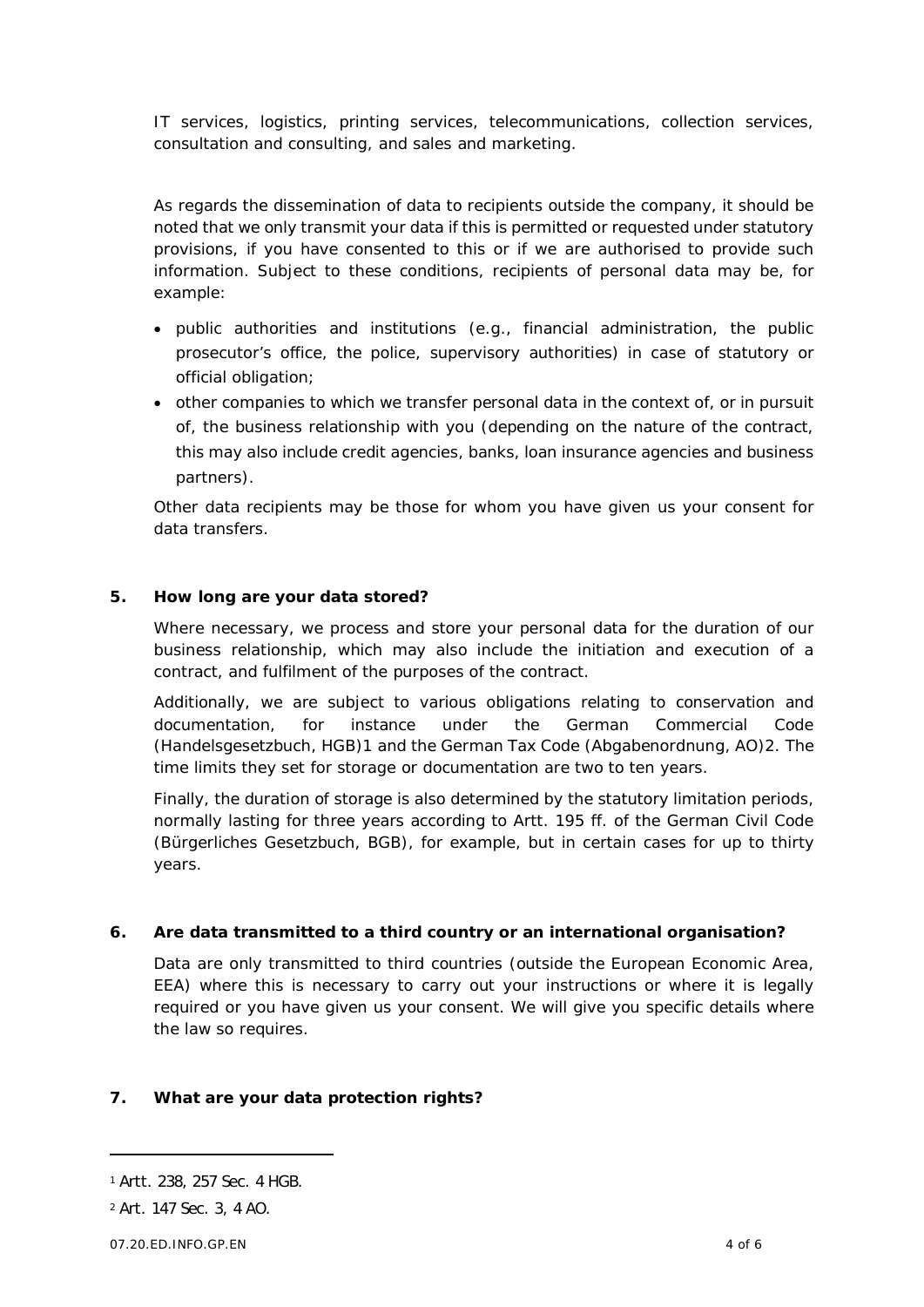IT services, logistics, printing services, telecommunications, collection services, consultation and consulting, and sales and marketing.

As regards the dissemination of data to recipients outside the company, it should be noted that we only transmit your data if this is permitted or requested under statutory provisions, if you have consented to this or if we are authorised to provide such information. Subject to these conditions, recipients of personal data may be, for example:

- public authorities and institutions (e.g., financial administration, the public prosecutor's office, the police, supervisory authorities) in case of statutory or official obligation;
- other companies to which we transfer personal data in the context of, or in pursuit of, the business relationship with you (depending on the nature of the contract, this may also include credit agencies, banks, loan insurance agencies and business partners).

Other data recipients may be those for whom you have given us your consent for data transfers.

## 5. How long are your data stored?

Where necessary, we process and store your personal data for the duration of our business relationship, which may also include the initiation and execution of a contract, and fulfilment of the purposes of the contract.

Additionally, we are subject to various obligations relating to conservation and documentation, for instance under the German Commercial Code (Handelsgesetzbuch, HGB)[1] and the German Tax Code (Abgabenordnung, AO)[2]. The time limits they set for storage or documentation are two to ten years.

Finally, the duration of storage is also determined by the statutory limitation periods, normally lasting for three years according to Artt. 195 ff. of the German Civil Code (Bürgerliches Gesetzbuch, BGB), for example, but in certain cases for up to thirty years.

## 6. Are data transmitted to a third country or an international organisation?

Data are only transmitted to third countries (outside the European Economic Area, EEA) where this is necessary to carry out your instructions or where it is legally required or you have given us your consent. We will give you specific details where the law so requires.

## 7. What are your data protection rights?

---

[1] Artt. 238, 257 Sec. 4 HGB.

[2] Art. 147 Sec. 3, 4 AO.

07.20.ED.INFO.GP.EN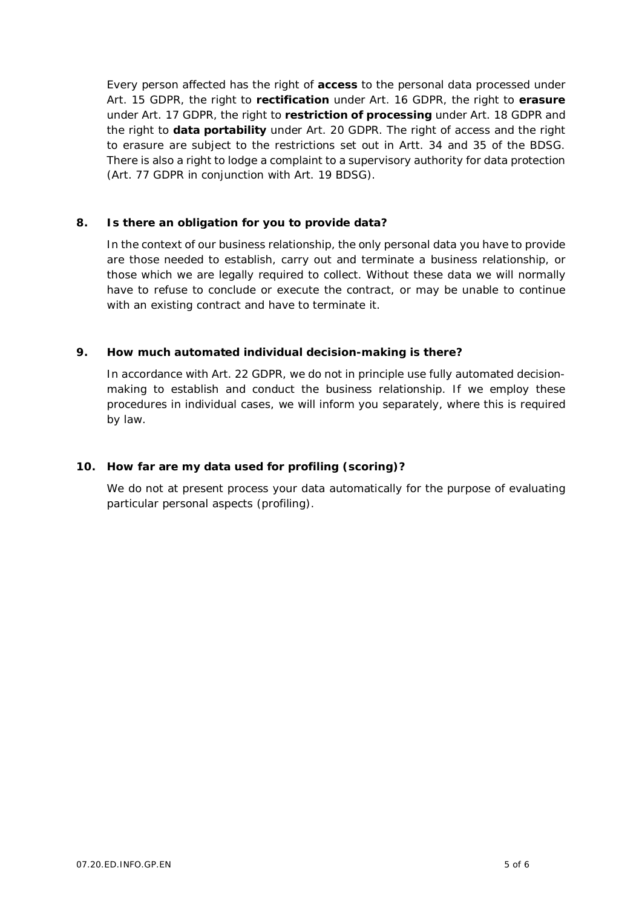Every person affected has the right of **access** to the personal data processed under Art. 15 GDPR, the right to **rectification** under Art. 16 GDPR, the right to **erasure** under Art. 17 GDPR, the right to **restriction of processing** under Art. 18 GDPR and the right to **data portability** under Art. 20 GDPR. The right of access and the right to erasure are subject to the restrictions set out in Artt. 34 and 35 of the BDSG. There is also a right to lodge a complaint to a supervisory authority for data protection (Art. 77 GDPR in conjunction with Art. 19 BDSG).

## 8. Is there an obligation for you to provide data?

In the context of our business relationship, the only personal data you have to provide are those needed to establish, carry out and terminate a business relationship, or those which we are legally required to collect. Without these data we will normally have to refuse to conclude or execute the contract, or may be unable to continue with an existing contract and have to terminate it.

## 9. How much automated individual decision-making is there?

In accordance with Art. 22 GDPR, we do not in principle use fully automated decision-making to establish and conduct the business relationship. If we employ these procedures in individual cases, we will inform you separately, where this is required by law.

## 10. How far are my data used for profiling (scoring)?

We do not at present process your data automatically for the purpose of evaluating particular personal aspects (profiling).

07.20.ED.INFO.GP.EN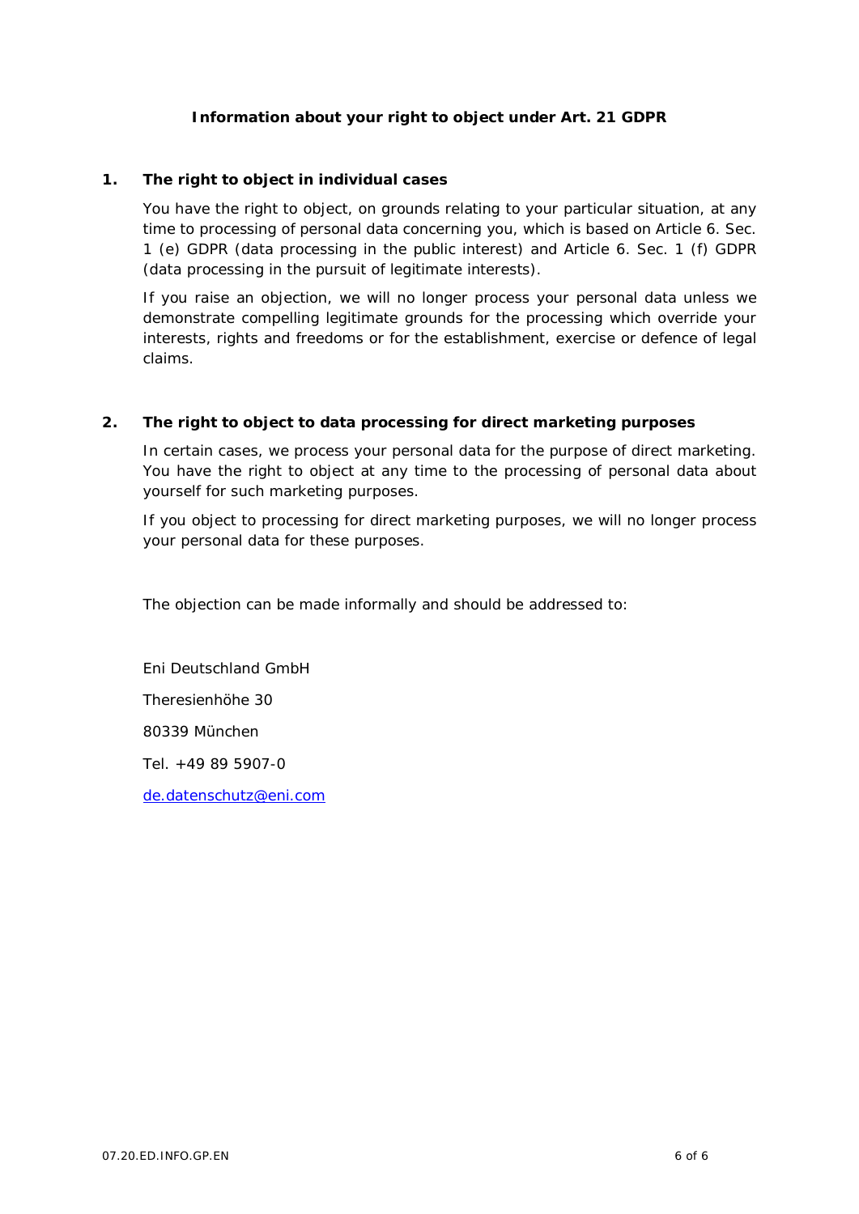**Information about your right to object under Art. 21 GDPR**

## 1. The right to object in individual cases

You have the right to object, on grounds relating to your particular situation, at any time to processing of personal data concerning you, which is based on Article 6. Sec. 1 (e) GDPR (data processing in the public interest) and Article 6. Sec. 1 (f) GDPR (data processing in the pursuit of legitimate interests).

If you raise an objection, we will no longer process your personal data unless we demonstrate compelling legitimate grounds for the processing which override your interests, rights and freedoms or for the establishment, exercise or defence of legal claims.

## 2. The right to object to data processing for direct marketing purposes

In certain cases, we process your personal data for the purpose of direct marketing. You have the right to object at any time to the processing of personal data about yourself for such marketing purposes.

If you object to processing for direct marketing purposes, we will no longer process your personal data for these purposes.

The objection can be made informally and should be addressed to:

Eni Deutschland GmbH

Theresienhöhe 30

80339 München

Tel. +49 89 5907-0

de.datenschutz@eni.com

07.20.ED.INFO.GP.EN